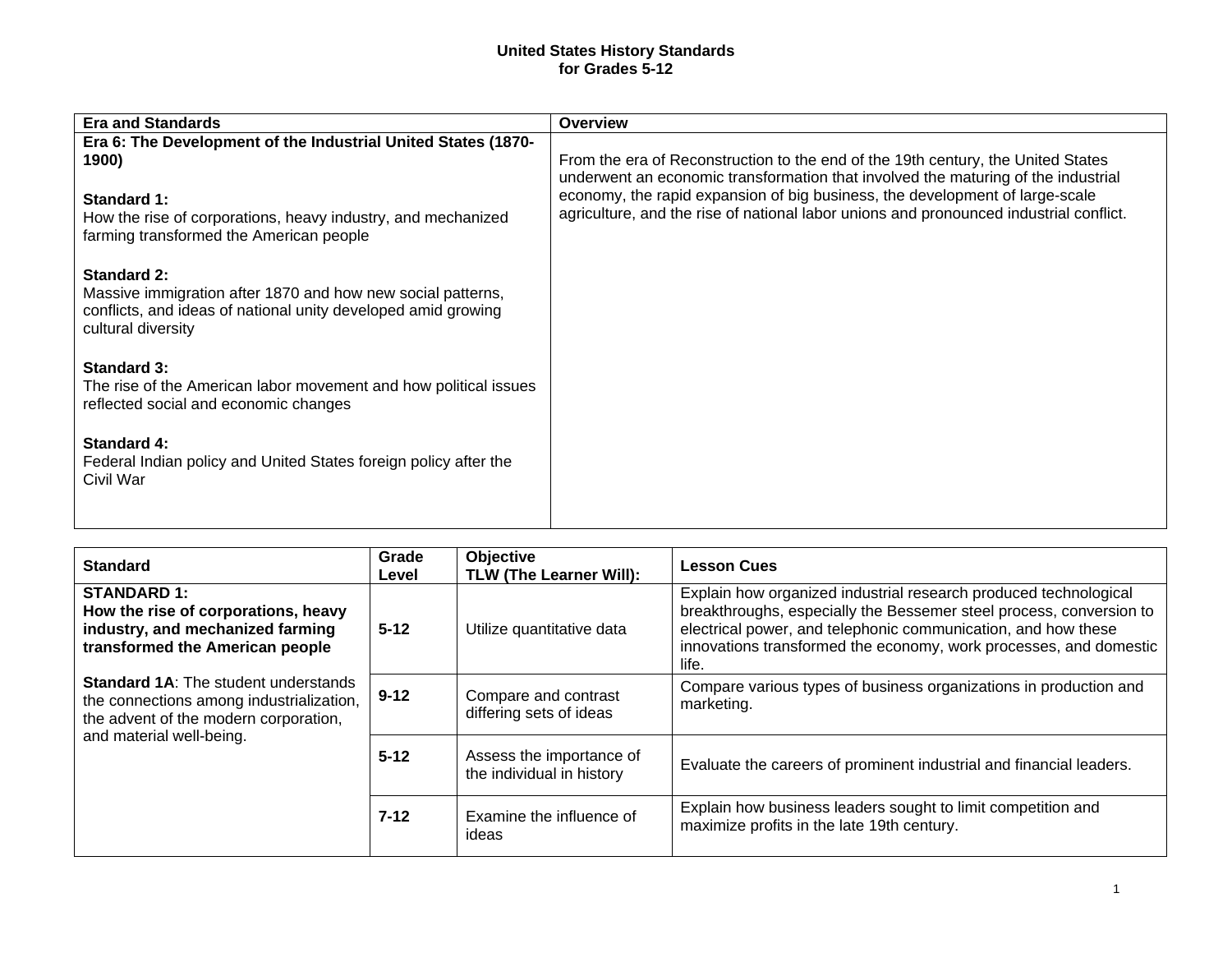# United States History Standards
# for Grades 5-12

| Era and Standards | Overview |
| --- | --- |
| **Era 6: The Development of the Industrial United States (1870-1900)**<br><br>**Standard 1:**<br>How the rise of corporations, heavy industry, and mechanized farming transformed the American people<br><br>**Standard 2:**<br>Massive immigration after 1870 and how new social patterns, conflicts, and ideas of national unity developed amid growing cultural diversity<br><br>**Standard 3:**<br>The rise of the American labor movement and how political issues reflected social and economic changes<br><br>**Standard 4:**<br>Federal Indian policy and United States foreign policy after the Civil War | From the era of Reconstruction to the end of the 19th century, the United States underwent an economic transformation that involved the maturing of the industrial economy, the rapid expansion of big business, the development of large-scale agriculture, and the rise of national labor unions and pronounced industrial conflict. |

| Standard | Grade Level | Objective<br>TLW (The Learner Will): | Lesson Cues |
| --- | --- | --- | --- |
| **STANDARD 1:**<br>**How the rise of corporations, heavy industry, and mechanized farming transformed the American people**<br><br>**Standard 1A**: The student understands the connections among industrialization, the advent of the modern corporation, and material well-being. | **5-12** | Utilize quantitative data | Explain how organized industrial research produced technological breakthroughs, especially the Bessemer steel process, conversion to electrical power, and telephonic communication, and how these innovations transformed the economy, work processes, and domestic life. |
| | **9-12** | Compare and contrast differing sets of ideas | Compare various types of business organizations in production and marketing. |
| | **5-12** | Assess the importance of the individual in history | Evaluate the careers of prominent industrial and financial leaders. |
| | **7-12** | Examine the influence of ideas | Explain how business leaders sought to limit competition and maximize profits in the late 19th century. |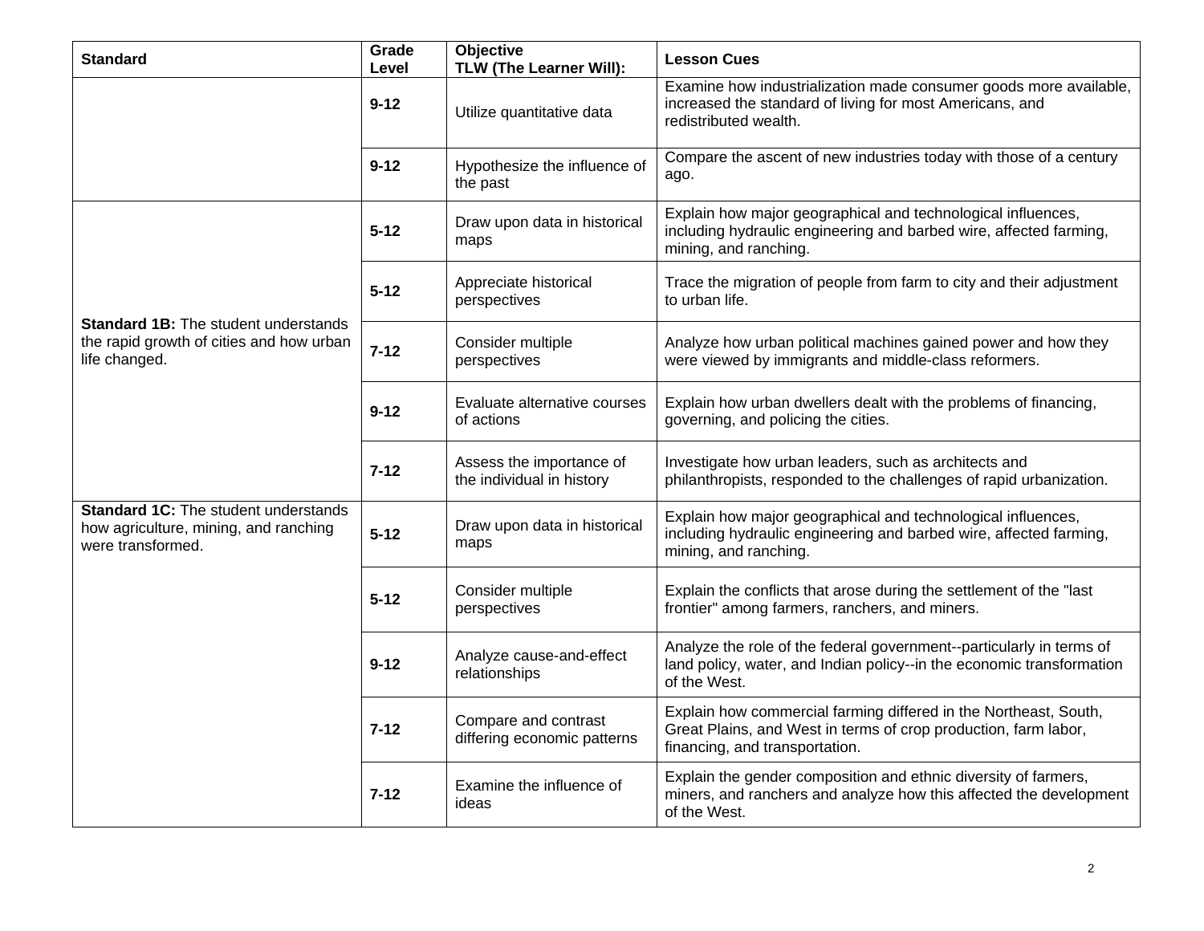| Standard | Grade Level | Objective TLW (The Learner Will): | Lesson Cues |
|---|---|---|---|
| | **9-12** | Utilize quantitative data | Examine how industrialization made consumer goods more available, increased the standard of living for most Americans, and redistributed wealth. |
| | **9-12** | Hypothesize the influence of the past | Compare the ascent of new industries today with those of a century ago. |
| **Standard 1B:** The student understands the rapid growth of cities and how urban life changed. | **5-12** | Draw upon data in historical maps | Explain how major geographical and technological influences, including hydraulic engineering and barbed wire, affected farming, mining, and ranching. |
| | **5-12** | Appreciate historical perspectives | Trace the migration of people from farm to city and their adjustment to urban life. |
| | **7-12** | Consider multiple perspectives | Analyze how urban political machines gained power and how they were viewed by immigrants and middle-class reformers. |
| | **9-12** | Evaluate alternative courses of actions | Explain how urban dwellers dealt with the problems of financing, governing, and policing the cities. |
| | **7-12** | Assess the importance of the individual in history | Investigate how urban leaders, such as architects and philanthropists, responded to the challenges of rapid urbanization. |
| **Standard 1C:** The student understands how agriculture, mining, and ranching were transformed. | **5-12** | Draw upon data in historical maps | Explain how major geographical and technological influences, including hydraulic engineering and barbed wire, affected farming, mining, and ranching. |
| | **5-12** | Consider multiple perspectives | Explain the conflicts that arose during the settlement of the "last frontier" among farmers, ranchers, and miners. |
| | **9-12** | Analyze cause-and-effect relationships | Analyze the role of the federal government--particularly in terms of land policy, water, and Indian policy--in the economic transformation of the West. |
| | **7-12** | Compare and contrast differing economic patterns | Explain how commercial farming differed in the Northeast, South, Great Plains, and West in terms of crop production, farm labor, financing, and transportation. |
| | **7-12** | Examine the influence of ideas | Explain the gender composition and ethnic diversity of farmers, miners, and ranchers and analyze how this affected the development of the West. |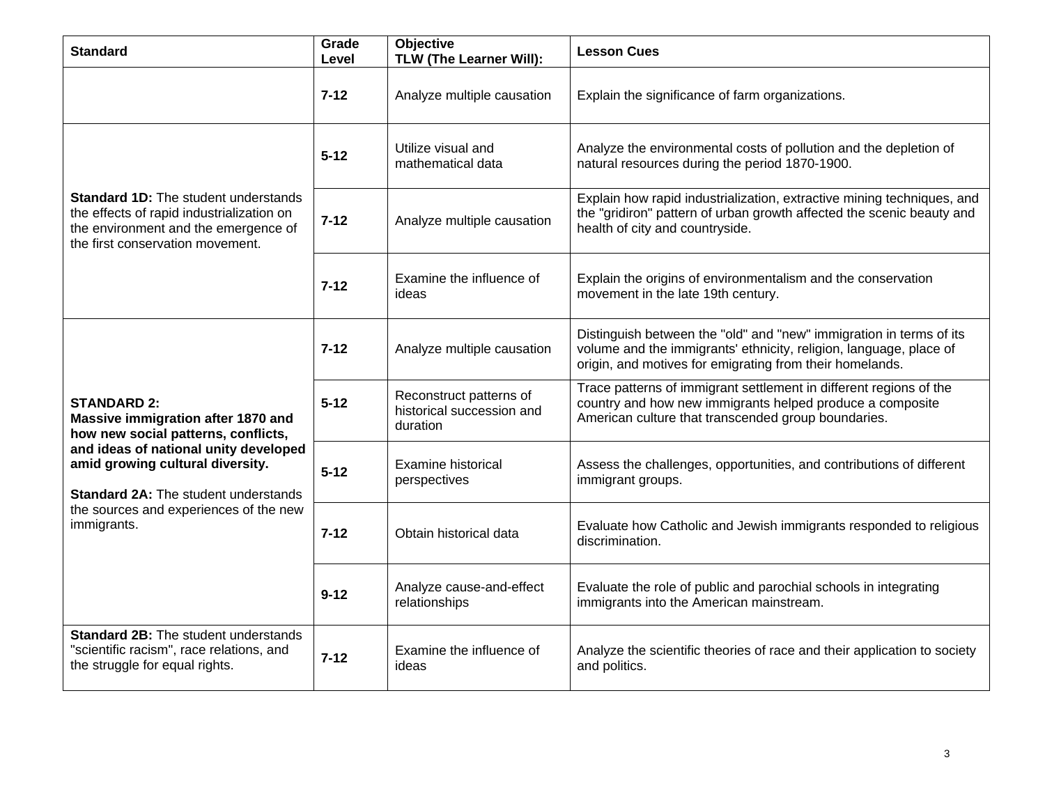| Standard | Grade Level | Objective TLW (The Learner Will): | Lesson Cues |
|---|---|---|---|
| | **7-12** | Analyze multiple causation | Explain the significance of farm organizations. |
| **Standard 1D:** The student understands the effects of rapid industrialization on the environment and the emergence of the first conservation movement. | **5-12** | Utilize visual and mathematical data | Analyze the environmental costs of pollution and the depletion of natural resources during the period 1870-1900. |
| | **7-12** | Analyze multiple causation | Explain how rapid industrialization, extractive mining techniques, and the "gridiron" pattern of urban growth affected the scenic beauty and health of city and countryside. |
| | **7-12** | Examine the influence of ideas | Explain the origins of environmentalism and the conservation movement in the late 19th century. |
| **STANDARD 2: Massive immigration after 1870 and how new social patterns, conflicts, and ideas of national unity developed amid growing cultural diversity.** **Standard 2A:** The student understands the sources and experiences of the new immigrants. | **7-12** | Analyze multiple causation | Distinguish between the "old" and "new" immigration in terms of its volume and the immigrants' ethnicity, religion, language, place of origin, and motives for emigrating from their homelands. |
| | **5-12** | Reconstruct patterns of historical succession and duration | Trace patterns of immigrant settlement in different regions of the country and how new immigrants helped produce a composite American culture that transcended group boundaries. |
| | **5-12** | Examine historical perspectives | Assess the challenges, opportunities, and contributions of different immigrant groups. |
| | **7-12** | Obtain historical data | Evaluate how Catholic and Jewish immigrants responded to religious discrimination. |
| | **9-12** | Analyze cause-and-effect relationships | Evaluate the role of public and parochial schools in integrating immigrants into the American mainstream. |
| **Standard 2B:** The student understands "scientific racism", race relations, and the struggle for equal rights. | **7-12** | Examine the influence of ideas | Analyze the scientific theories of race and their application to society and politics. |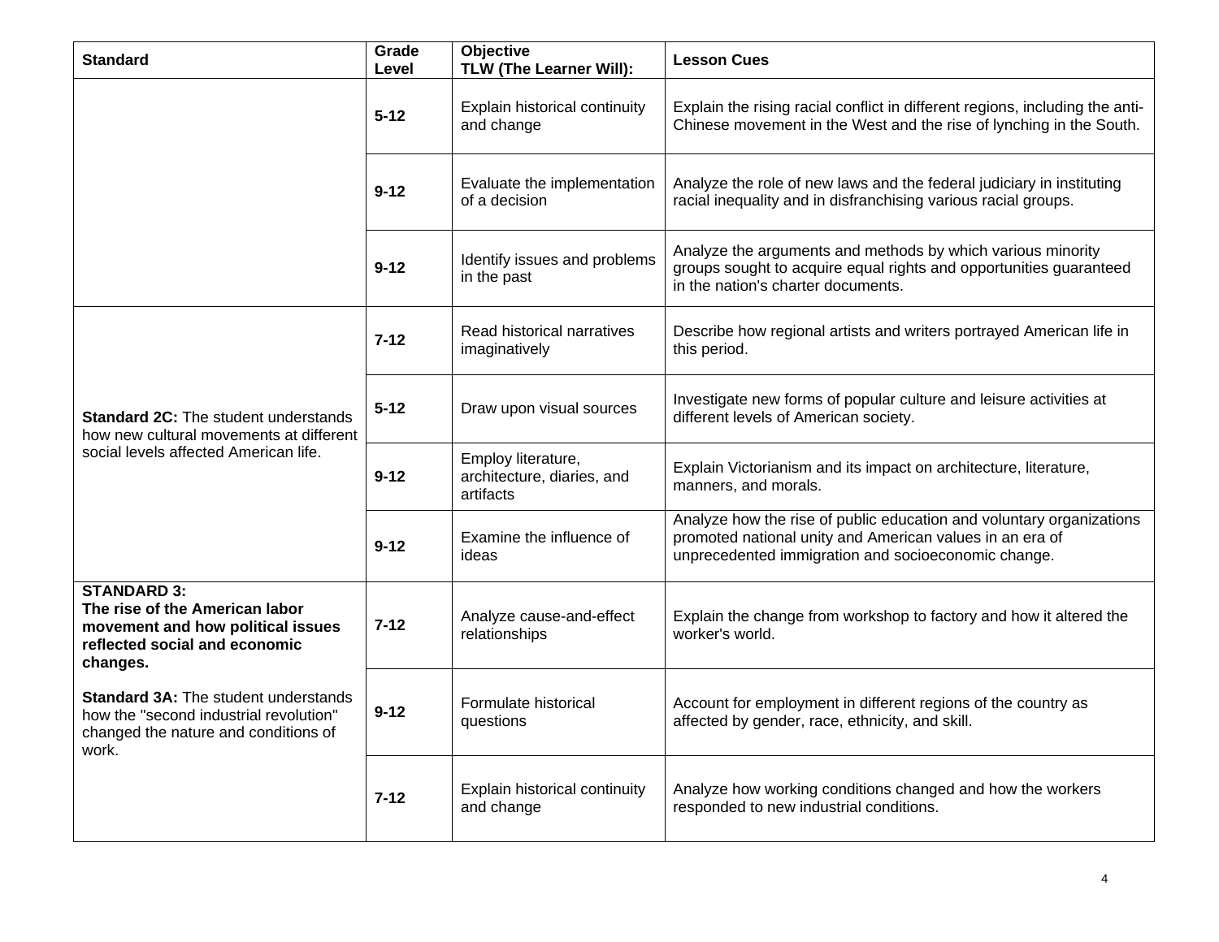| Standard | Grade Level | Objective<br>TLW (The Learner Will): | Lesson Cues |
|---|---|---|---|
| | **5-12** | Explain historical continuity and change | Explain the rising racial conflict in different regions, including the anti-Chinese movement in the West and the rise of lynching in the South. |
| | **9-12** | Evaluate the implementation of a decision | Analyze the role of new laws and the federal judiciary in instituting racial inequality and in disfranchising various racial groups. |
| | **9-12** | Identify issues and problems in the past | Analyze the arguments and methods by which various minority groups sought to acquire equal rights and opportunities guaranteed in the nation's charter documents. |
| **Standard 2C:** The student understands how new cultural movements at different social levels affected American life. | **7-12** | Read historical narratives imaginatively | Describe how regional artists and writers portrayed American life in this period. |
| | **5-12** | Draw upon visual sources | Investigate new forms of popular culture and leisure activities at different levels of American society. |
| | **9-12** | Employ literature, architecture, diaries, and artifacts | Explain Victorianism and its impact on architecture, literature, manners, and morals. |
| | **9-12** | Examine the influence of ideas | Analyze how the rise of public education and voluntary organizations promoted national unity and American values in an era of unprecedented immigration and socioeconomic change. |
| **STANDARD 3: The rise of the American labor movement and how political issues reflected social and economic changes.**<br><br>**Standard 3A:** The student understands how the "second industrial revolution" changed the nature and conditions of work. | **7-12** | Analyze cause-and-effect relationships | Explain the change from workshop to factory and how it altered the worker's world. |
| | **9-12** | Formulate historical questions | Account for employment in different regions of the country as affected by gender, race, ethnicity, and skill. |
| | **7-12** | Explain historical continuity and change | Analyze how working conditions changed and how the workers responded to new industrial conditions. |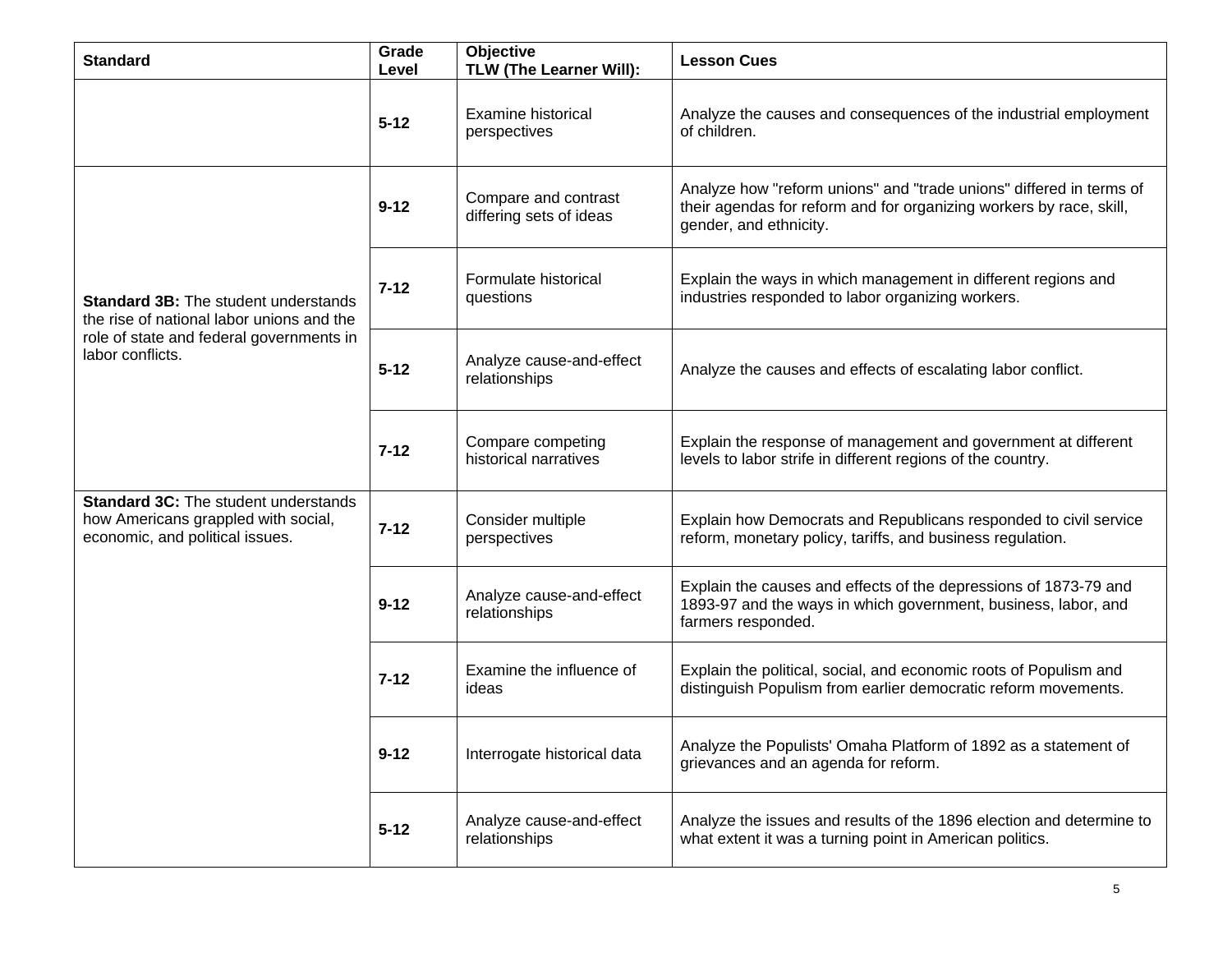| Standard | Grade Level | Objective TLW (The Learner Will): | Lesson Cues |
|---|---|---|---|
| | **5-12** | Examine historical perspectives | Analyze the causes and consequences of the industrial employment of children. |
| **Standard 3B:** The student understands the rise of national labor unions and the role of state and federal governments in labor conflicts. | **9-12** | Compare and contrast differing sets of ideas | Analyze how "reform unions" and "trade unions" differed in terms of their agendas for reform and for organizing workers by race, skill, gender, and ethnicity. |
| | **7-12** | Formulate historical questions | Explain the ways in which management in different regions and industries responded to labor organizing workers. |
| | **5-12** | Analyze cause-and-effect relationships | Analyze the causes and effects of escalating labor conflict. |
| | **7-12** | Compare competing historical narratives | Explain the response of management and government at different levels to labor strife in different regions of the country. |
| **Standard 3C:** The student understands how Americans grappled with social, economic, and political issues. | **7-12** | Consider multiple perspectives | Explain how Democrats and Republicans responded to civil service reform, monetary policy, tariffs, and business regulation. |
| | **9-12** | Analyze cause-and-effect relationships | Explain the causes and effects of the depressions of 1873-79 and 1893-97 and the ways in which government, business, labor, and farmers responded. |
| | **7-12** | Examine the influence of ideas | Explain the political, social, and economic roots of Populism and distinguish Populism from earlier democratic reform movements. |
| | **9-12** | Interrogate historical data | Analyze the Populists' Omaha Platform of 1892 as a statement of grievances and an agenda for reform. |
| | **5-12** | Analyze cause-and-effect relationships | Analyze the issues and results of the 1896 election and determine to what extent it was a turning point in American politics. |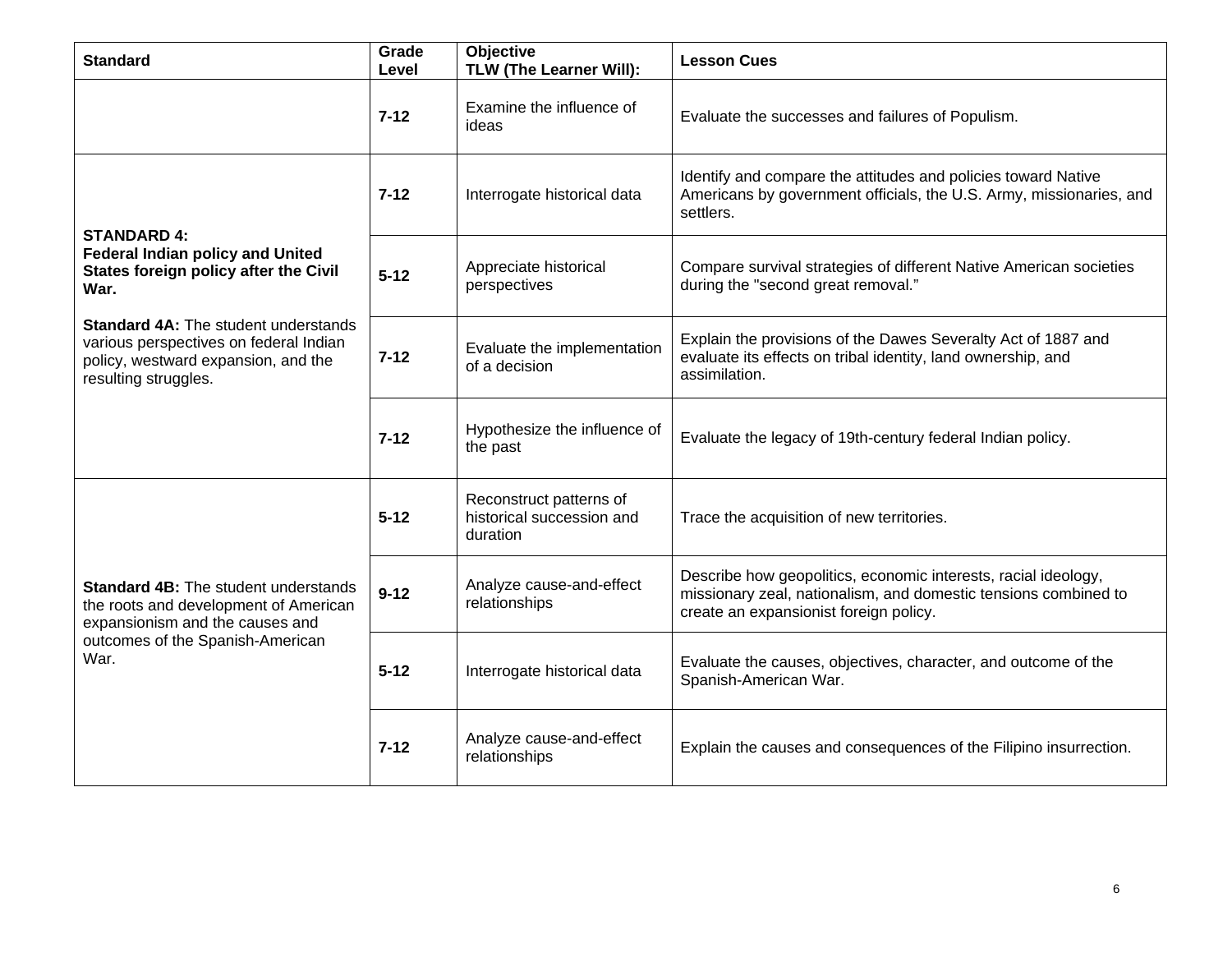| Standard | Grade Level | Objective TLW (The Learner Will): | Lesson Cues |
| --- | --- | --- | --- |
| | **7-12** | Examine the influence of ideas | Evaluate the successes and failures of Populism. |
| **STANDARD 4: Federal Indian policy and United States foreign policy after the Civil War.** **Standard 4A:** The student understands various perspectives on federal Indian policy, westward expansion, and the resulting struggles. | **7-12** | Interrogate historical data | Identify and compare the attitudes and policies toward Native Americans by government officials, the U.S. Army, missionaries, and settlers. |
| | **5-12** | Appreciate historical perspectives | Compare survival strategies of different Native American societies during the "second great removal." |
| | **7-12** | Evaluate the implementation of a decision | Explain the provisions of the Dawes Severalty Act of 1887 and evaluate its effects on tribal identity, land ownership, and assimilation. |
| | **7-12** | Hypothesize the influence of the past | Evaluate the legacy of 19th-century federal Indian policy. |
| **Standard 4B:** The student understands the roots and development of American expansionism and the causes and outcomes of the Spanish-American War. | **5-12** | Reconstruct patterns of historical succession and duration | Trace the acquisition of new territories. |
| | **9-12** | Analyze cause-and-effect relationships | Describe how geopolitics, economic interests, racial ideology, missionary zeal, nationalism, and domestic tensions combined to create an expansionist foreign policy. |
| | **5-12** | Interrogate historical data | Evaluate the causes, objectives, character, and outcome of the Spanish-American War. |
| | **7-12** | Analyze cause-and-effect relationships | Explain the causes and consequences of the Filipino insurrection. |